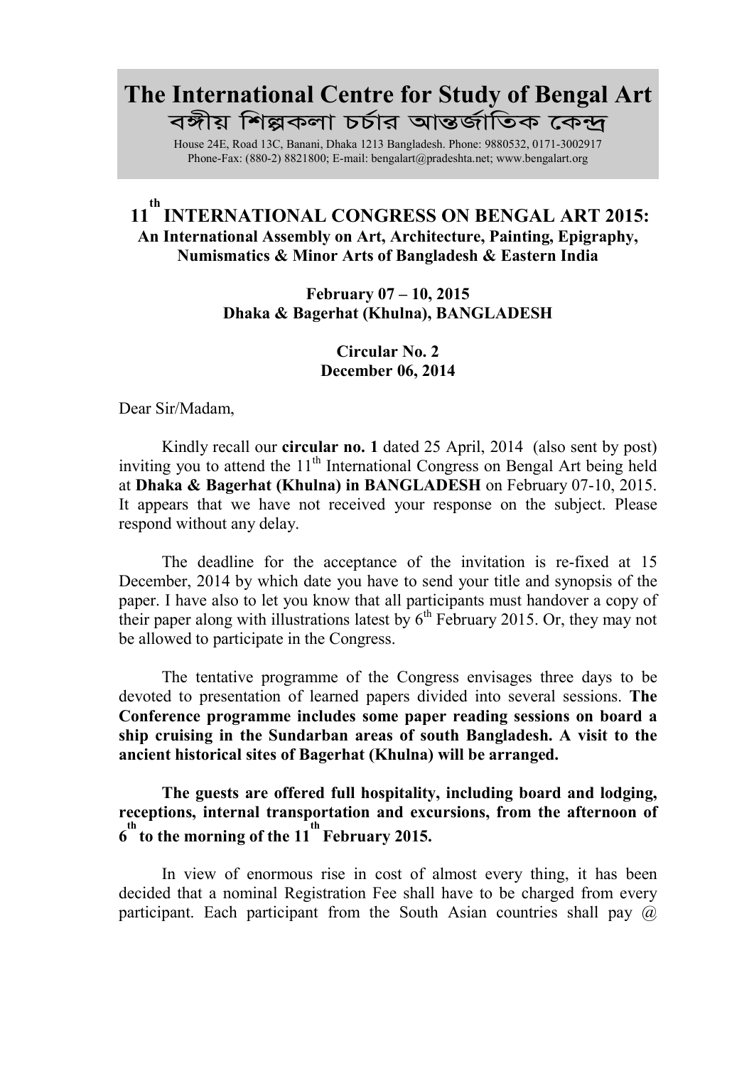# The International Centre for Study of Bengal Art

## বঙ্গীয় শিল্পকলা চর্চার আন্তর্জাতিক কেন্দ্র

House 24E, Road 13C, Banani, Dhaka 1213 Bangladesh. Phone: 9880532, 0171-3002917
Phone-Fax: (880-2) 8821800; E-mail: bengalart@pradeshta.net; www.bengalart.org

## 11th INTERNATIONAL CONGRESS ON BENGAL ART 2015:

**An International Assembly on Art, Architecture, Painting, Epigraphy, Numismatics & Minor Arts of Bangladesh & Eastern India**

**February 07 – 10, 2015**
**Dhaka & Bagerhat (Khulna), BANGLADESH**

**Circular No. 2**
**December 06, 2014**

Dear Sir/Madam,

Kindly recall our **circular no. 1** dated 25 April, 2014 (also sent by post) inviting you to attend the 11th International Congress on Bengal Art being held at **Dhaka & Bagerhat (Khulna) in BANGLADESH** on February 07-10, 2015. It appears that we have not received your response on the subject. Please respond without any delay.

The deadline for the acceptance of the invitation is re-fixed at 15 December, 2014 by which date you have to send your title and synopsis of the paper. I have also to let you know that all participants must handover a copy of their paper along with illustrations latest by 6th February 2015. Or, they may not be allowed to participate in the Congress.

The tentative programme of the Congress envisages three days to be devoted to presentation of learned papers divided into several sessions. **The Conference programme includes some paper reading sessions on board a ship cruising in the Sundarban areas of south Bangladesh. A visit to the ancient historical sites of Bagerhat (Khulna) will be arranged.**

**The guests are offered full hospitality, including board and lodging, receptions, internal transportation and excursions, from the afternoon of 6th to the morning of the 11th February 2015.**

In view of enormous rise in cost of almost every thing, it has been decided that a nominal Registration Fee shall have to be charged from every participant. Each participant from the South Asian countries shall pay @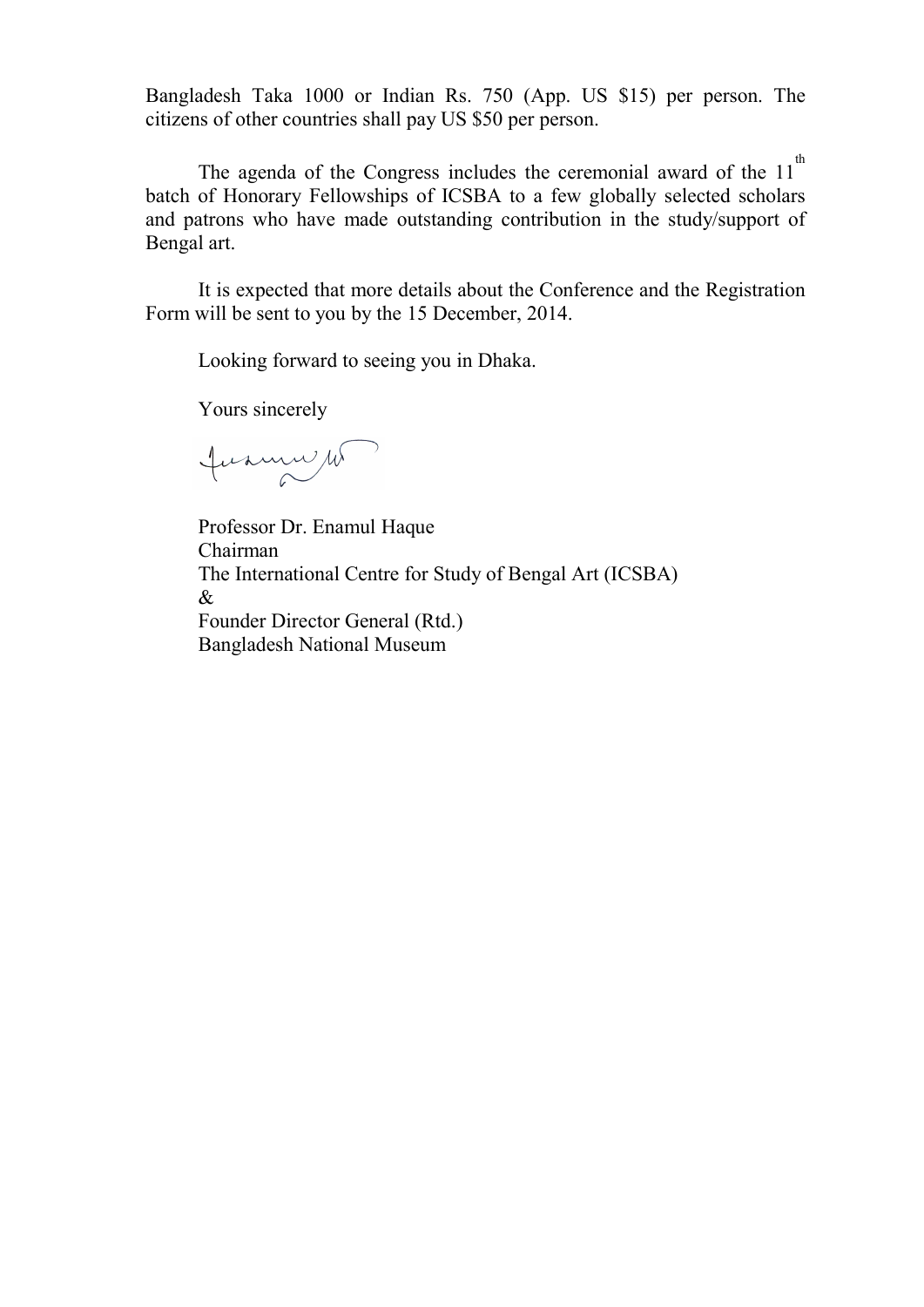Bangladesh Taka 1000 or Indian Rs. 750 (App. US $15) per person. The citizens of other countries shall pay US $50 per person.

The agenda of the Congress includes the ceremonial award of the 11th batch of Honorary Fellowships of ICSBA to a few globally selected scholars and patrons who have made outstanding contribution in the study/support of Bengal art.

It is expected that more details about the Conference and the Registration Form will be sent to you by the 15 December, 2014.

Looking forward to seeing you in Dhaka.

Yours sincerely

Professor Dr. Enamul Haque
Chairman
The International Centre for Study of Bengal Art (ICSBA)
&
Founder Director General (Rtd.)
Bangladesh National Museum